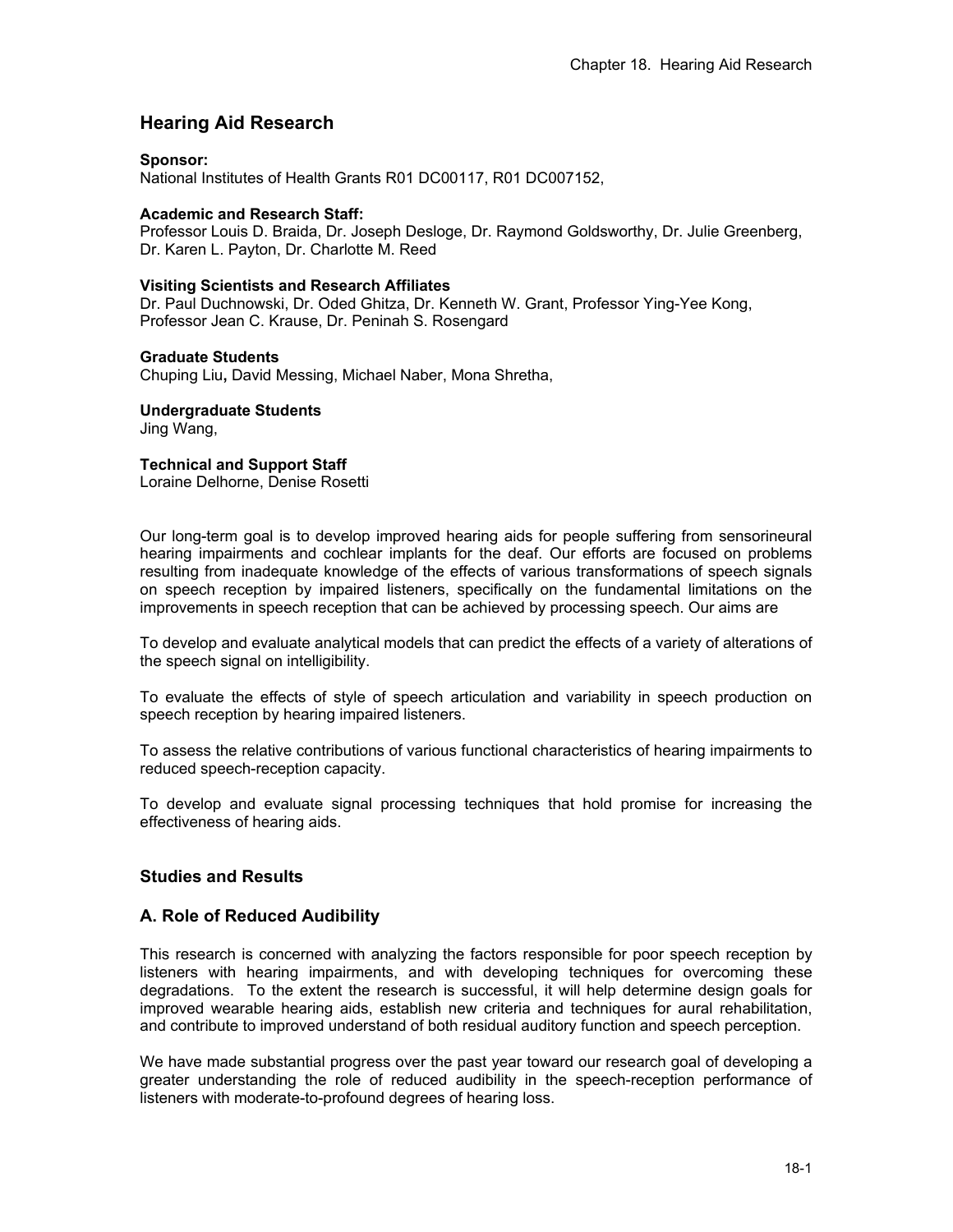# Hearing Aid Research

**Sponsor:**
National Institutes of Health Grants R01 DC00117, R01 DC007152,

**Academic and Research Staff:**
Professor Louis D. Braida, Dr. Joseph Desloge, Dr. Raymond Goldsworthy, Dr. Julie Greenberg, Dr. Karen L. Payton, Dr. Charlotte M. Reed

**Visiting Scientists and Research Affiliates**
Dr. Paul Duchnowski, Dr. Oded Ghitza, Dr. Kenneth W. Grant, Professor Ying-Yee Kong, Professor Jean C. Krause, Dr. Peninah S. Rosengard

**Graduate Students**
Chuping Liu**,** David Messing, Michael Naber, Mona Shretha,

**Undergraduate Students**
Jing Wang,

**Technical and Support Staff**
Loraine Delhorne, Denise Rosetti

Our long-term goal is to develop improved hearing aids for people suffering from sensorineural hearing impairments and cochlear implants for the deaf. Our efforts are focused on problems resulting from inadequate knowledge of the effects of various transformations of speech signals on speech reception by impaired listeners, specifically on the fundamental limitations on the improvements in speech reception that can be achieved by processing speech. Our aims are

To develop and evaluate analytical models that can predict the effects of a variety of alterations of the speech signal on intelligibility.

To evaluate the effects of style of speech articulation and variability in speech production on speech reception by hearing impaired listeners.

To assess the relative contributions of various functional characteristics of hearing impairments to reduced speech-reception capacity.

To develop and evaluate signal processing techniques that hold promise for increasing the effectiveness of hearing aids.

## Studies and Results

## A. Role of Reduced Audibility

This research is concerned with analyzing the factors responsible for poor speech reception by listeners with hearing impairments, and with developing techniques for overcoming these degradations. To the extent the research is successful, it will help determine design goals for improved wearable hearing aids, establish new criteria and techniques for aural rehabilitation, and contribute to improved understand of both residual auditory function and speech perception.

We have made substantial progress over the past year toward our research goal of developing a greater understanding the role of reduced audibility in the speech-reception performance of listeners with moderate-to-profound degrees of hearing loss.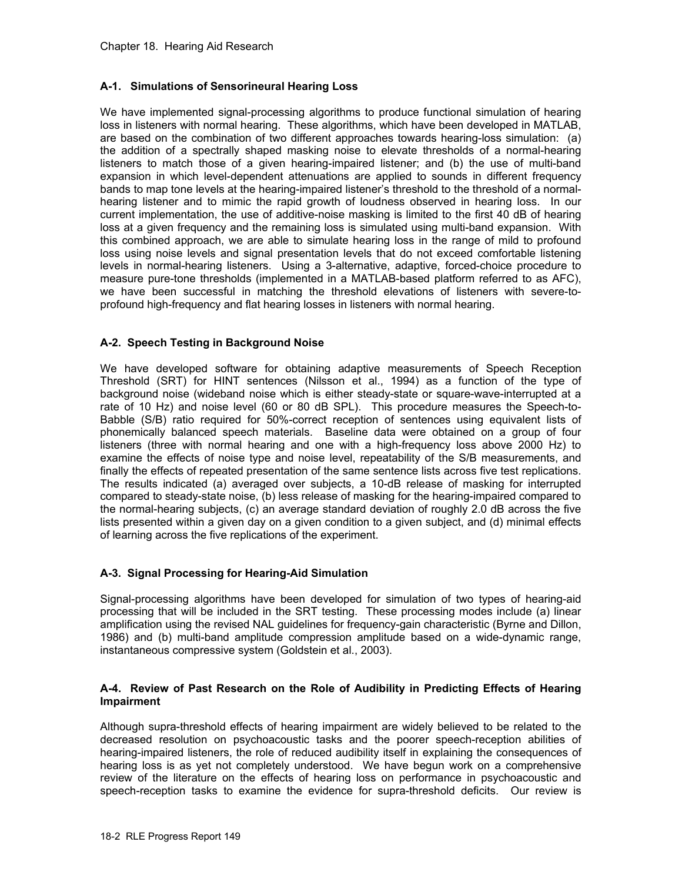### A-1. Simulations of Sensorineural Hearing Loss

We have implemented signal-processing algorithms to produce functional simulation of hearing loss in listeners with normal hearing. These algorithms, which have been developed in MATLAB, are based on the combination of two different approaches towards hearing-loss simulation: (a) the addition of a spectrally shaped masking noise to elevate thresholds of a normal-hearing listeners to match those of a given hearing-impaired listener; and (b) the use of multi-band expansion in which level-dependent attenuations are applied to sounds in different frequency bands to map tone levels at the hearing-impaired listener's threshold to the threshold of a normal-hearing listener and to mimic the rapid growth of loudness observed in hearing loss. In our current implementation, the use of additive-noise masking is limited to the first 40 dB of hearing loss at a given frequency and the remaining loss is simulated using multi-band expansion. With this combined approach, we are able to simulate hearing loss in the range of mild to profound loss using noise levels and signal presentation levels that do not exceed comfortable listening levels in normal-hearing listeners. Using a 3-alternative, adaptive, forced-choice procedure to measure pure-tone thresholds (implemented in a MATLAB-based platform referred to as AFC), we have been successful in matching the threshold elevations of listeners with severe-to-profound high-frequency and flat hearing losses in listeners with normal hearing.

### A-2. Speech Testing in Background Noise

We have developed software for obtaining adaptive measurements of Speech Reception Threshold (SRT) for HINT sentences (Nilsson et al., 1994) as a function of the type of background noise (wideband noise which is either steady-state or square-wave-interrupted at a rate of 10 Hz) and noise level (60 or 80 dB SPL). This procedure measures the Speech-to-Babble (S/B) ratio required for 50%-correct reception of sentences using equivalent lists of phonemically balanced speech materials. Baseline data were obtained on a group of four listeners (three with normal hearing and one with a high-frequency loss above 2000 Hz) to examine the effects of noise type and noise level, repeatability of the S/B measurements, and finally the effects of repeated presentation of the same sentence lists across five test replications. The results indicated (a) averaged over subjects, a 10-dB release of masking for interrupted compared to steady-state noise, (b) less release of masking for the hearing-impaired compared to the normal-hearing subjects, (c) an average standard deviation of roughly 2.0 dB across the five lists presented within a given day on a given condition to a given subject, and (d) minimal effects of learning across the five replications of the experiment.

### A-3. Signal Processing for Hearing-Aid Simulation

Signal-processing algorithms have been developed for simulation of two types of hearing-aid processing that will be included in the SRT testing. These processing modes include (a) linear amplification using the revised NAL guidelines for frequency-gain characteristic (Byrne and Dillon, 1986) and (b) multi-band amplitude compression amplitude based on a wide-dynamic range, instantaneous compressive system (Goldstein et al., 2003).

### A-4. Review of Past Research on the Role of Audibility in Predicting Effects of Hearing Impairment

Although supra-threshold effects of hearing impairment are widely believed to be related to the decreased resolution on psychoacoustic tasks and the poorer speech-reception abilities of hearing-impaired listeners, the role of reduced audibility itself in explaining the consequences of hearing loss is as yet not completely understood. We have begun work on a comprehensive review of the literature on the effects of hearing loss on performance in psychoacoustic and speech-reception tasks to examine the evidence for supra-threshold deficits. Our review is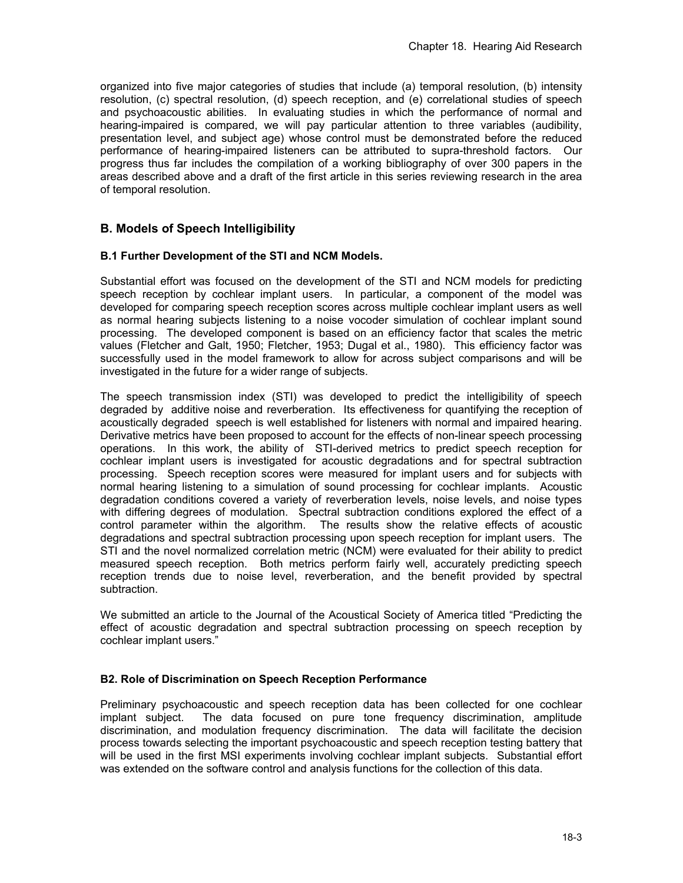organized into five major categories of studies that include (a) temporal resolution, (b) intensity resolution, (c) spectral resolution, (d) speech reception, and (e) correlational studies of speech and psychoacoustic abilities. In evaluating studies in which the performance of normal and hearing-impaired is compared, we will pay particular attention to three variables (audibility, presentation level, and subject age) whose control must be demonstrated before the reduced performance of hearing-impaired listeners can be attributed to supra-threshold factors. Our progress thus far includes the compilation of a working bibliography of over 300 papers in the areas described above and a draft of the first article in this series reviewing research in the area of temporal resolution.

## B. Models of Speech Intelligibility

### B.1 Further Development of the STI and NCM Models.

Substantial effort was focused on the development of the STI and NCM models for predicting speech reception by cochlear implant users. In particular, a component of the model was developed for comparing speech reception scores across multiple cochlear implant users as well as normal hearing subjects listening to a noise vocoder simulation of cochlear implant sound processing. The developed component is based on an efficiency factor that scales the metric values (Fletcher and Galt, 1950; Fletcher, 1953; Dugal et al., 1980). This efficiency factor was successfully used in the model framework to allow for across subject comparisons and will be investigated in the future for a wider range of subjects.

The speech transmission index (STI) was developed to predict the intelligibility of speech degraded by additive noise and reverberation. Its effectiveness for quantifying the reception of acoustically degraded speech is well established for listeners with normal and impaired hearing. Derivative metrics have been proposed to account for the effects of non-linear speech processing operations. In this work, the ability of STI-derived metrics to predict speech reception for cochlear implant users is investigated for acoustic degradations and for spectral subtraction processing. Speech reception scores were measured for implant users and for subjects with normal hearing listening to a simulation of sound processing for cochlear implants. Acoustic degradation conditions covered a variety of reverberation levels, noise levels, and noise types with differing degrees of modulation. Spectral subtraction conditions explored the effect of a control parameter within the algorithm. The results show the relative effects of acoustic degradations and spectral subtraction processing upon speech reception for implant users. The STI and the novel normalized correlation metric (NCM) were evaluated for their ability to predict measured speech reception. Both metrics perform fairly well, accurately predicting speech reception trends due to noise level, reverberation, and the benefit provided by spectral subtraction.

We submitted an article to the Journal of the Acoustical Society of America titled "Predicting the effect of acoustic degradation and spectral subtraction processing on speech reception by cochlear implant users."

### B2. Role of Discrimination on Speech Reception Performance

Preliminary psychoacoustic and speech reception data has been collected for one cochlear implant subject. The data focused on pure tone frequency discrimination, amplitude discrimination, and modulation frequency discrimination. The data will facilitate the decision process towards selecting the important psychoacoustic and speech reception testing battery that will be used in the first MSI experiments involving cochlear implant subjects. Substantial effort was extended on the software control and analysis functions for the collection of this data.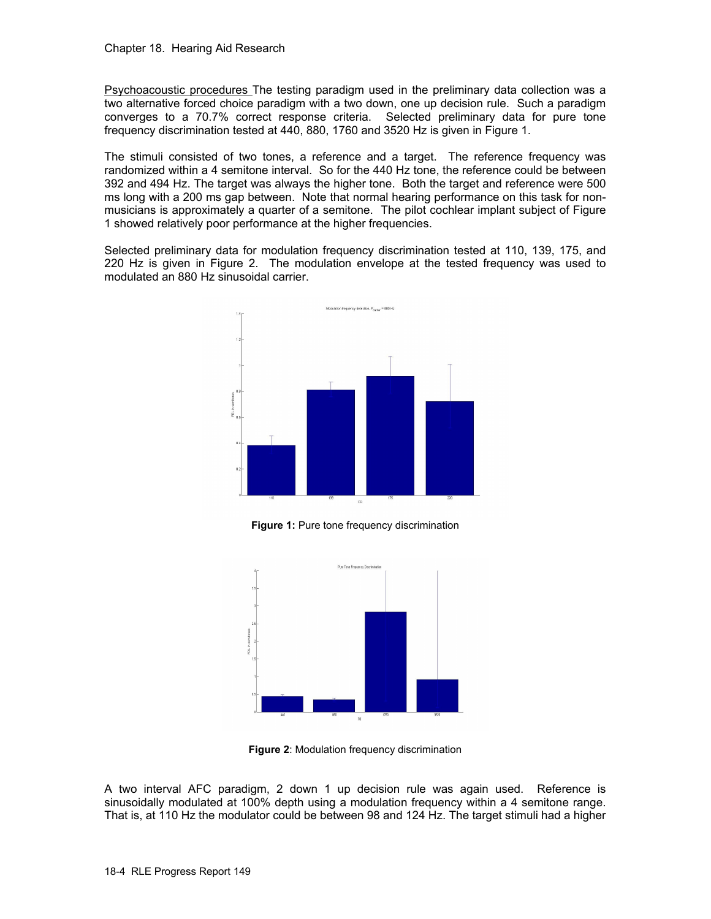Psychoacoustic procedures The testing paradigm used in the preliminary data collection was a two alternative forced choice paradigm with a two down, one up decision rule. Such a paradigm converges to a 70.7% correct response criteria. Selected preliminary data for pure tone frequency discrimination tested at 440, 880, 1760 and 3520 Hz is given in Figure 1.

The stimuli consisted of two tones, a reference and a target. The reference frequency was randomized within a 4 semitone interval. So for the 440 Hz tone, the reference could be between 392 and 494 Hz. The target was always the higher tone. Both the target and reference were 500 ms long with a 200 ms gap between. Note that normal hearing performance on this task for non-musicians is approximately a quarter of a semitone. The pilot cochlear implant subject of Figure 1 showed relatively poor performance at the higher frequencies.

Selected preliminary data for modulation frequency discrimination tested at 110, 139, 175, and 220 Hz is given in Figure 2. The modulation envelope at the tested frequency was used to modulated an 880 Hz sinusoidal carrier.

**Figure 1:** Pure tone frequency discrimination

**Figure 2**: Modulation frequency discrimination

A two interval AFC paradigm, 2 down 1 up decision rule was again used. Reference is sinusoidally modulated at 100% depth using a modulation frequency within a 4 semitone range. That is, at 110 Hz the modulator could be between 98 and 124 Hz. The target stimuli had a higher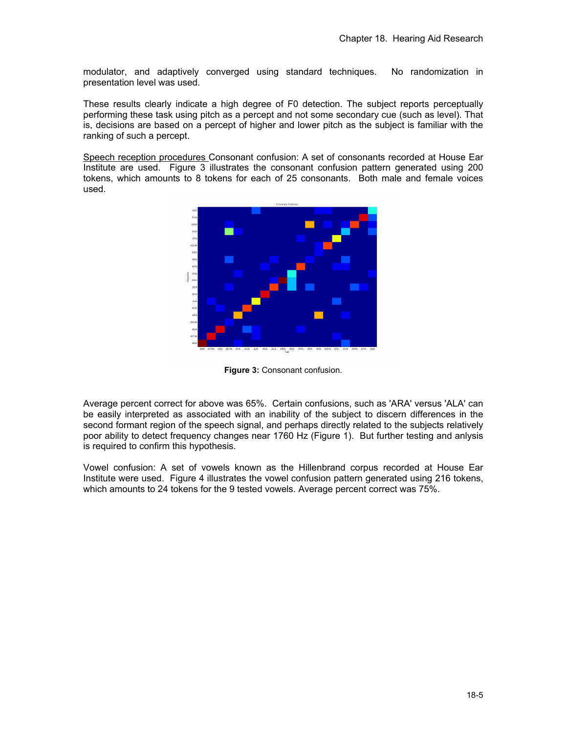modulator, and adaptively converged using standard techniques. No randomization in presentation level was used.

These results clearly indicate a high degree of F0 detection. The subject reports perceptually performing these task using pitch as a percept and not some secondary cue (such as level). That is, decisions are based on a percept of higher and lower pitch as the subject is familiar with the ranking of such a percept.

Speech reception procedures Consonant confusion: A set of consonants recorded at House Ear Institute are used. Figure 3 illustrates the consonant confusion pattern generated using 200 tokens, which amounts to 8 tokens for each of 25 consonants. Both male and female voices used.

**Figure 3:** Consonant confusion.

Average percent correct for above was 65%. Certain confusions, such as 'ARA' versus 'ALA' can be easily interpreted as associated with an inability of the subject to discern differences in the second formant region of the speech signal, and perhaps directly related to the subjects relatively poor ability to detect frequency changes near 1760 Hz (Figure 1). But further testing and anlysis is required to confirm this hypothesis.

Vowel confusion: A set of vowels known as the Hillenbrand corpus recorded at House Ear Institute were used. Figure 4 illustrates the vowel confusion pattern generated using 216 tokens, which amounts to 24 tokens for the 9 tested vowels. Average percent correct was 75%.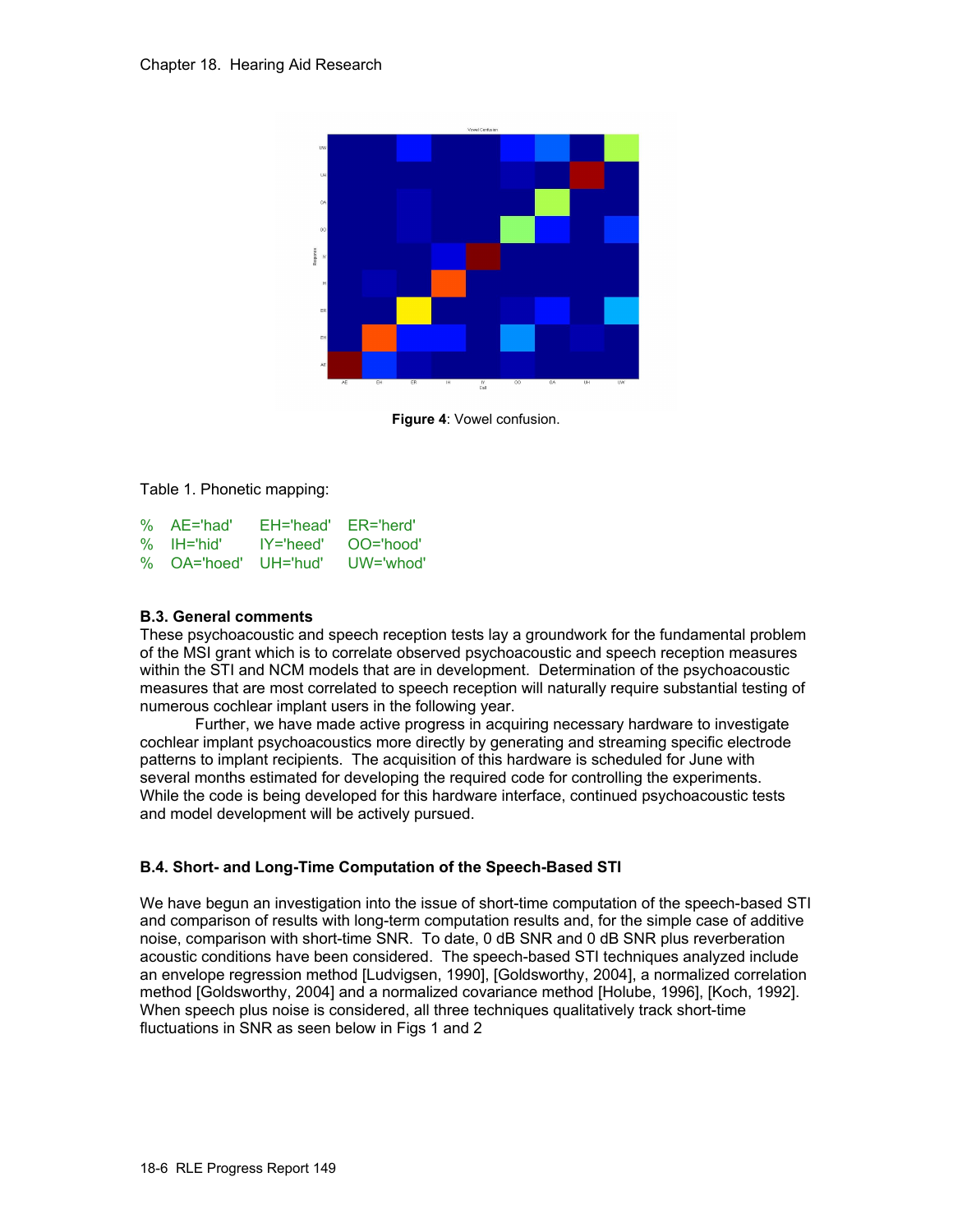**Figure 4**: Vowel confusion.

Table 1. Phonetic mapping:

```
%   AE='had'    EH='head'   ER='herd'
%   IH='hid'    IY='heed'   OO='hood'
%   OA='hoed'   UH='hud'    UW='whod'
```

### B.3. General comments

These psychoacoustic and speech reception tests lay a groundwork for the fundamental problem of the MSI grant which is to correlate observed psychoacoustic and speech reception measures within the STI and NCM models that are in development. Determination of the psychoacoustic measures that are most correlated to speech reception will naturally require substantial testing of numerous cochlear implant users in the following year.

Further, we have made active progress in acquiring necessary hardware to investigate cochlear implant psychoacoustics more directly by generating and streaming specific electrode patterns to implant recipients. The acquisition of this hardware is scheduled for June with several months estimated for developing the required code for controlling the experiments. While the code is being developed for this hardware interface, continued psychoacoustic tests and model development will be actively pursued.

### B.4. Short- and Long-Time Computation of the Speech-Based STI

We have begun an investigation into the issue of short-time computation of the speech-based STI and comparison of results with long-term computation results and, for the simple case of additive noise, comparison with short-time SNR. To date, 0 dB SNR and 0 dB SNR plus reverberation acoustic conditions have been considered. The speech-based STI techniques analyzed include an envelope regression method [Ludvigsen, 1990], [Goldsworthy, 2004], a normalized correlation method [Goldsworthy, 2004] and a normalized covariance method [Holube, 1996], [Koch, 1992]. When speech plus noise is considered, all three techniques qualitatively track short-time fluctuations in SNR as seen below in Figs 1 and 2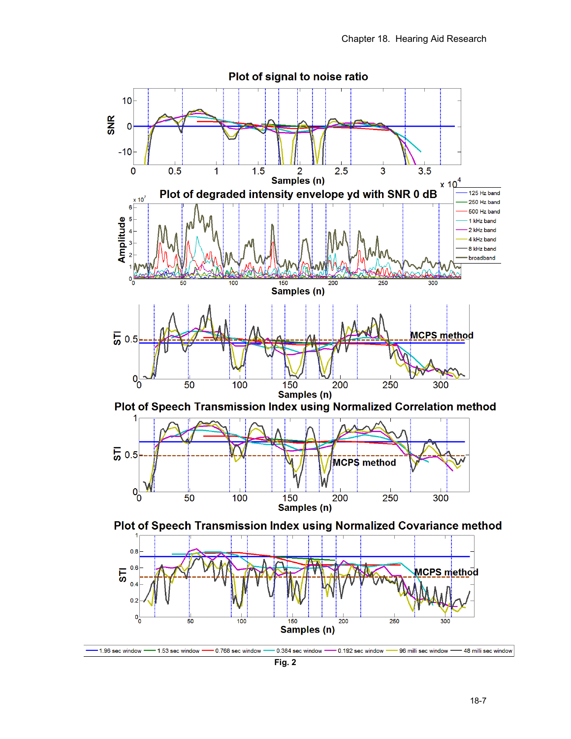Fig. 2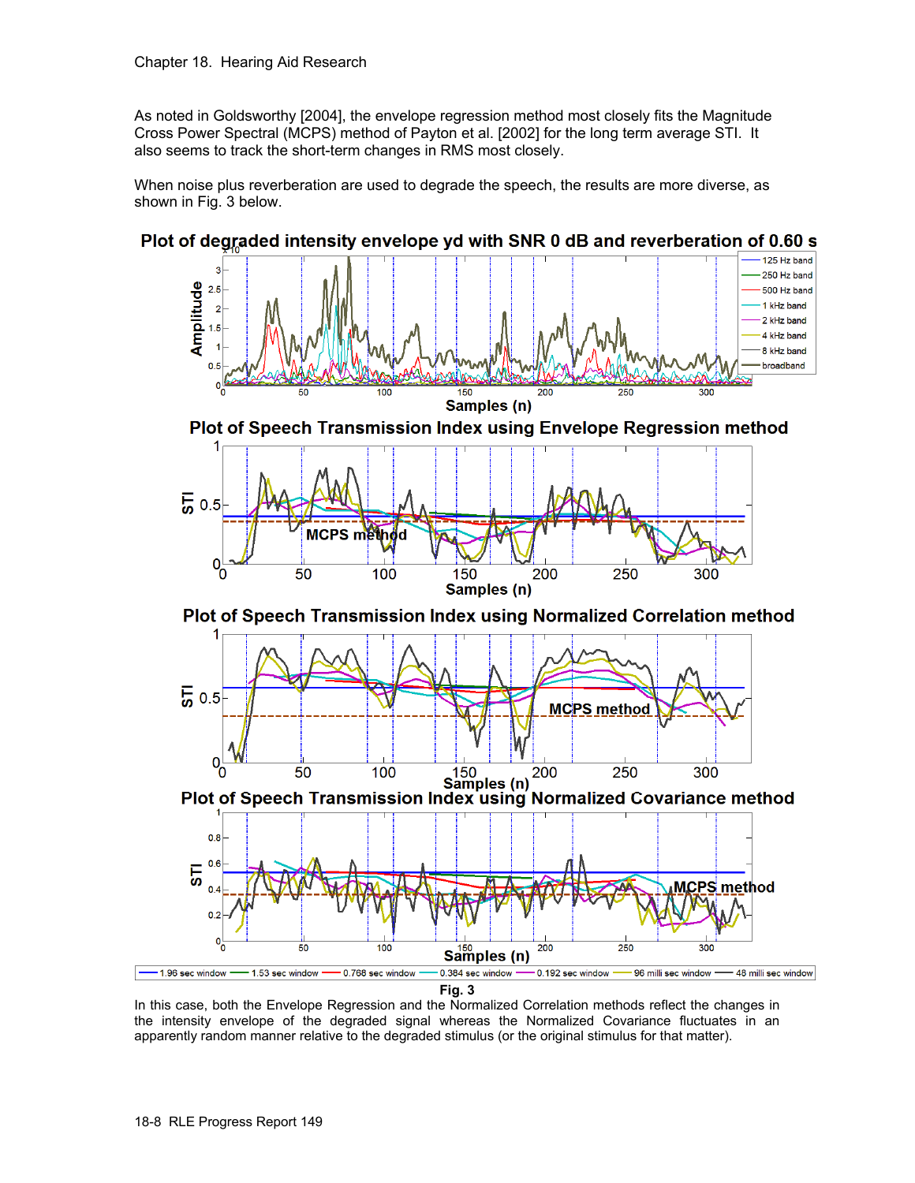As noted in Goldsworthy [2004], the envelope regression method most closely fits the Magnitude Cross Power Spectral (MCPS) method of Payton et al. [2002] for the long term average STI. It also seems to track the short-term changes in RMS most closely.

When noise plus reverberation are used to degrade the speech, the results are more diverse, as shown in Fig. 3 below.

**Fig. 3**

In this case, both the Envelope Regression and the Normalized Correlation methods reflect the changes in the intensity envelope of the degraded signal whereas the Normalized Covariance fluctuates in an apparently random manner relative to the degraded stimulus (or the original stimulus for that matter).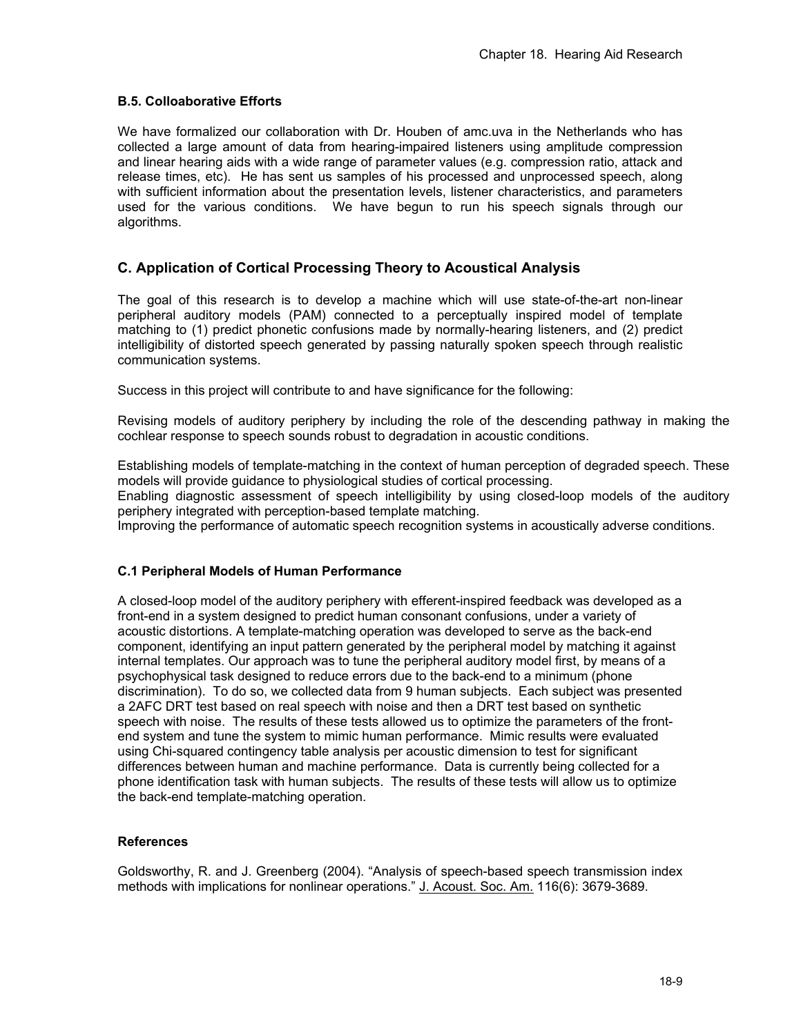### B.5. Colloaborative Efforts

We have formalized our collaboration with Dr. Houben of amc.uva in the Netherlands who has collected a large amount of data from hearing-impaired listeners using amplitude compression and linear hearing aids with a wide range of parameter values (e.g. compression ratio, attack and release times, etc). He has sent us samples of his processed and unprocessed speech, along with sufficient information about the presentation levels, listener characteristics, and parameters used for the various conditions. We have begun to run his speech signals through our algorithms.

## C. Application of Cortical Processing Theory to Acoustical Analysis

The goal of this research is to develop a machine which will use state-of-the-art non-linear peripheral auditory models (PAM) connected to a perceptually inspired model of template matching to (1) predict phonetic confusions made by normally-hearing listeners, and (2) predict intelligibility of distorted speech generated by passing naturally spoken speech through realistic communication systems.

Success in this project will contribute to and have significance for the following:

Revising models of auditory periphery by including the role of the descending pathway in making the cochlear response to speech sounds robust to degradation in acoustic conditions.

Establishing models of template-matching in the context of human perception of degraded speech. These models will provide guidance to physiological studies of cortical processing.
Enabling diagnostic assessment of speech intelligibility by using closed-loop models of the auditory periphery integrated with perception-based template matching.
Improving the performance of automatic speech recognition systems in acoustically adverse conditions.

### C.1 Peripheral Models of Human Performance

A closed-loop model of the auditory periphery with efferent-inspired feedback was developed as a front-end in a system designed to predict human consonant confusions, under a variety of acoustic distortions. A template-matching operation was developed to serve as the back-end component, identifying an input pattern generated by the peripheral model by matching it against internal templates. Our approach was to tune the peripheral auditory model first, by means of a psychophysical task designed to reduce errors due to the back-end to a minimum (phone discrimination). To do so, we collected data from 9 human subjects. Each subject was presented a 2AFC DRT test based on real speech with noise and then a DRT test based on synthetic speech with noise. The results of these tests allowed us to optimize the parameters of the front-end system and tune the system to mimic human performance. Mimic results were evaluated using Chi-squared contingency table analysis per acoustic dimension to test for significant differences between human and machine performance. Data is currently being collected for a phone identification task with human subjects. The results of these tests will allow us to optimize the back-end template-matching operation.

### References

Goldsworthy, R. and J. Greenberg (2004). “Analysis of speech-based speech transmission index methods with implications for nonlinear operations.” J. Acoust. Soc. Am. 116(6): 3679-3689.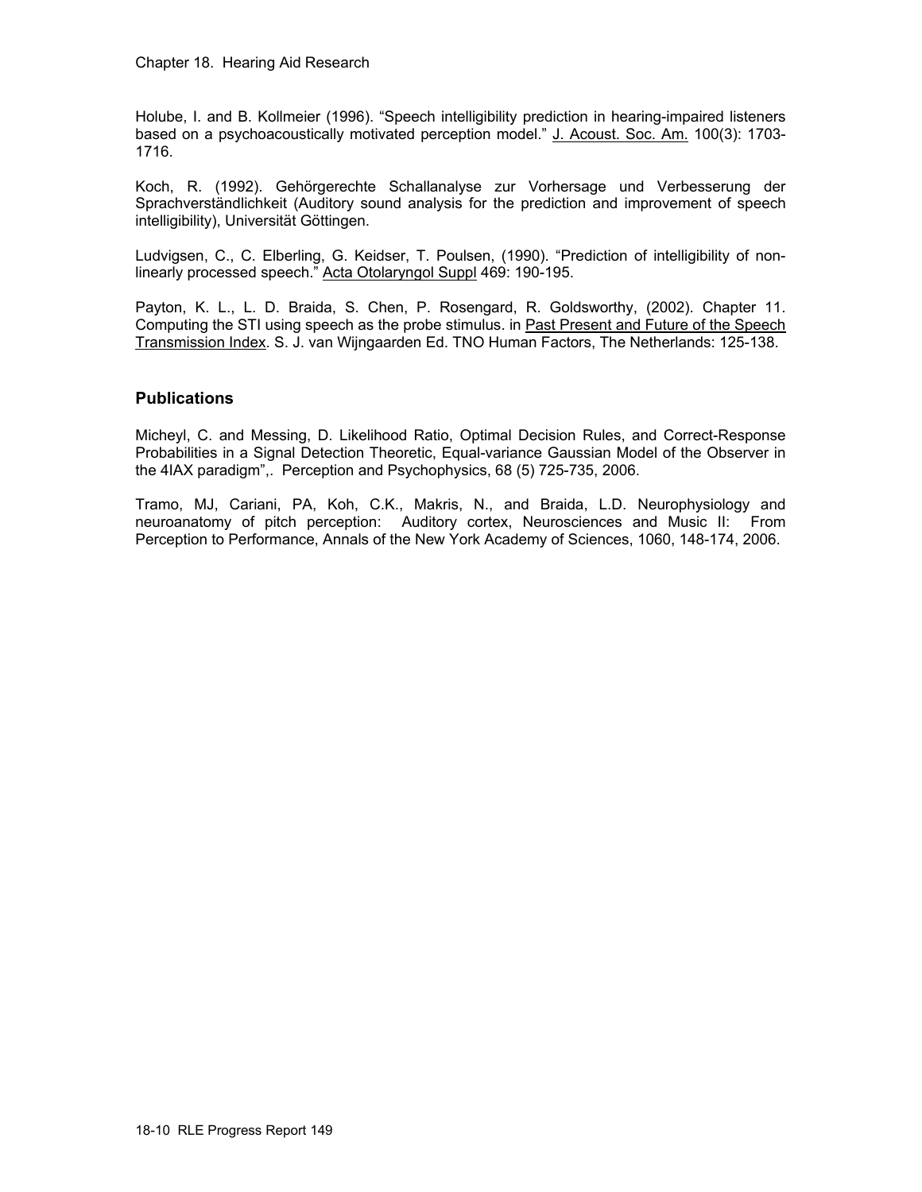Holube, I. and B. Kollmeier (1996). "Speech intelligibility prediction in hearing-impaired listeners based on a psychoacoustically motivated perception model." J. Acoust. Soc. Am. 100(3): 1703-1716.

Koch, R. (1992). Gehörgerechte Schallanalyse zur Vorhersage und Verbesserung der Sprachverständlichkeit (Auditory sound analysis for the prediction and improvement of speech intelligibility), Universität Göttingen.

Ludvigsen, C., C. Elberling, G. Keidser, T. Poulsen, (1990). "Prediction of intelligibility of non-linearly processed speech." Acta Otolaryngol Suppl 469: 190-195.

Payton, K. L., L. D. Braida, S. Chen, P. Rosengard, R. Goldsworthy, (2002). Chapter 11. Computing the STI using speech as the probe stimulus. in Past Present and Future of the Speech Transmission Index. S. J. van Wijngaarden Ed. TNO Human Factors, The Netherlands: 125-138.

### Publications

Micheyl, C. and Messing, D. Likelihood Ratio, Optimal Decision Rules, and Correct-Response Probabilities in a Signal Detection Theoretic, Equal-variance Gaussian Model of the Observer in the 4IAX paradigm",. Perception and Psychophysics, 68 (5) 725-735, 2006.

Tramo, MJ, Cariani, PA, Koh, C.K., Makris, N., and Braida, L.D. Neurophysiology and neuroanatomy of pitch perception: Auditory cortex, Neurosciences and Music II: From Perception to Performance, Annals of the New York Academy of Sciences, 1060, 148-174, 2006.